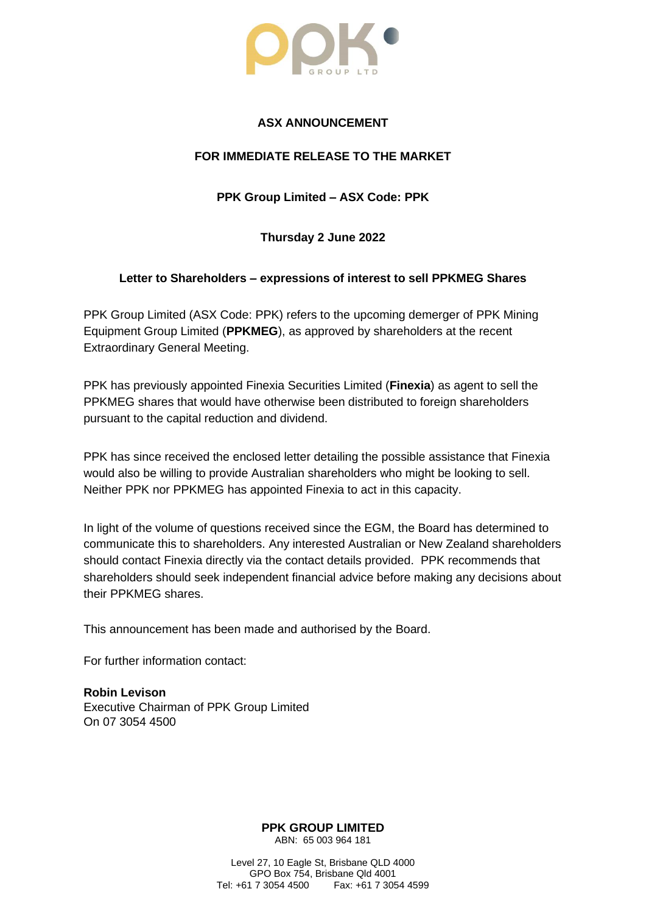**ASX ANNOUNCEMENT**

**FOR IMMEDIATE RELEASE TO THE MARKET**

**PPK Group Limited – ASX Code: PPK**

**Thursday 2 June 2022**

**Letter to Shareholders – expressions of interest to sell PPKMEG Shares**

PPK Group Limited (ASX Code: PPK) refers to the upcoming demerger of PPK Mining Equipment Group Limited (**PPKMEG**), as approved by shareholders at the recent Extraordinary General Meeting.

PPK has previously appointed Finexia Securities Limited (**Finexia**) as agent to sell the PPKMEG shares that would have otherwise been distributed to foreign shareholders pursuant to the capital reduction and dividend.

PPK has since received the enclosed letter detailing the possible assistance that Finexia would also be willing to provide Australian shareholders who might be looking to sell. Neither PPK nor PPKMEG has appointed Finexia to act in this capacity.

In light of the volume of questions received since the EGM, the Board has determined to communicate this to shareholders. Any interested Australian or New Zealand shareholders should contact Finexia directly via the contact details provided. PPK recommends that shareholders should seek independent financial advice before making any decisions about their PPKMEG shares.

This announcement has been made and authorised by the Board.

For further information contact:

**Robin Levison**
Executive Chairman of PPK Group Limited
On 07 3054 4500

**PPK GROUP LIMITED**
ABN: 65 003 964 181

Level 27, 10 Eagle St, Brisbane QLD 4000
GPO Box 754, Brisbane Qld 4001
Tel: +61 7 3054 4500 Fax: +61 7 3054 4599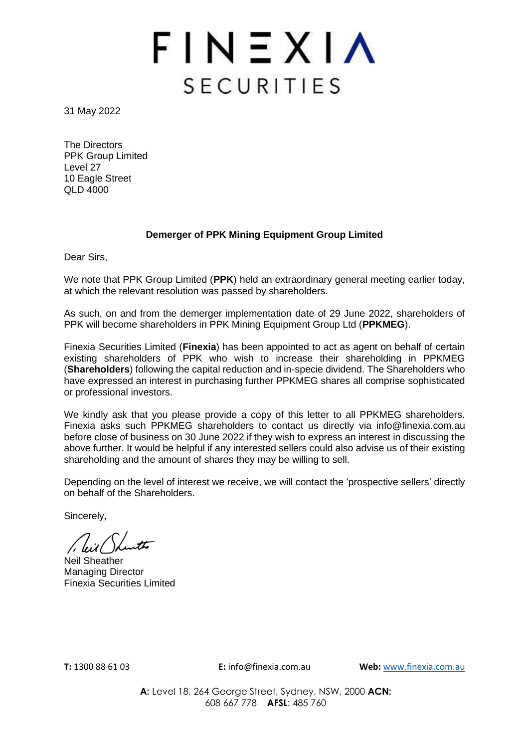# FINEXIA SECURITIES

31 May 2022

The Directors
PPK Group Limited
Level 27
10 Eagle Street
QLD 4000

**Demerger of PPK Mining Equipment Group Limited**

Dear Sirs,

We note that PPK Group Limited (**PPK**) held an extraordinary general meeting earlier today, at which the relevant resolution was passed by shareholders.

As such, on and from the demerger implementation date of 29 June 2022, shareholders of PPK will become shareholders in PPK Mining Equipment Group Ltd (**PPKMEG**).

Finexia Securities Limited (**Finexia**) has been appointed to act as agent on behalf of certain existing shareholders of PPK who wish to increase their shareholding in PPKMEG (**Shareholders**) following the capital reduction and in-specie dividend. The Shareholders who have expressed an interest in purchasing further PPKMEG shares all comprise sophisticated or professional investors.

We kindly ask that you please provide a copy of this letter to all PPKMEG shareholders. Finexia asks such PPKMEG shareholders to contact us directly via info@finexia.com.au before close of business on 30 June 2022 if they wish to express an interest in discussing the above further. It would be helpful if any interested sellers could also advise us of their existing shareholding and the amount of shares they may be willing to sell.

Depending on the level of interest we receive, we will contact the 'prospective sellers' directly on behalf of the Shareholders.

Sincerely,

Neil Sheather
Managing Director
Finexia Securities Limited

**T:** 1300 88 61 03 **E:** info@finexia.com.au **Web:** www.finexia.com.au

**A:** Level 18, 264 George Street, Sydney, NSW, 2000 **ACN:** 608 667 778 **AFSL**: 485 760